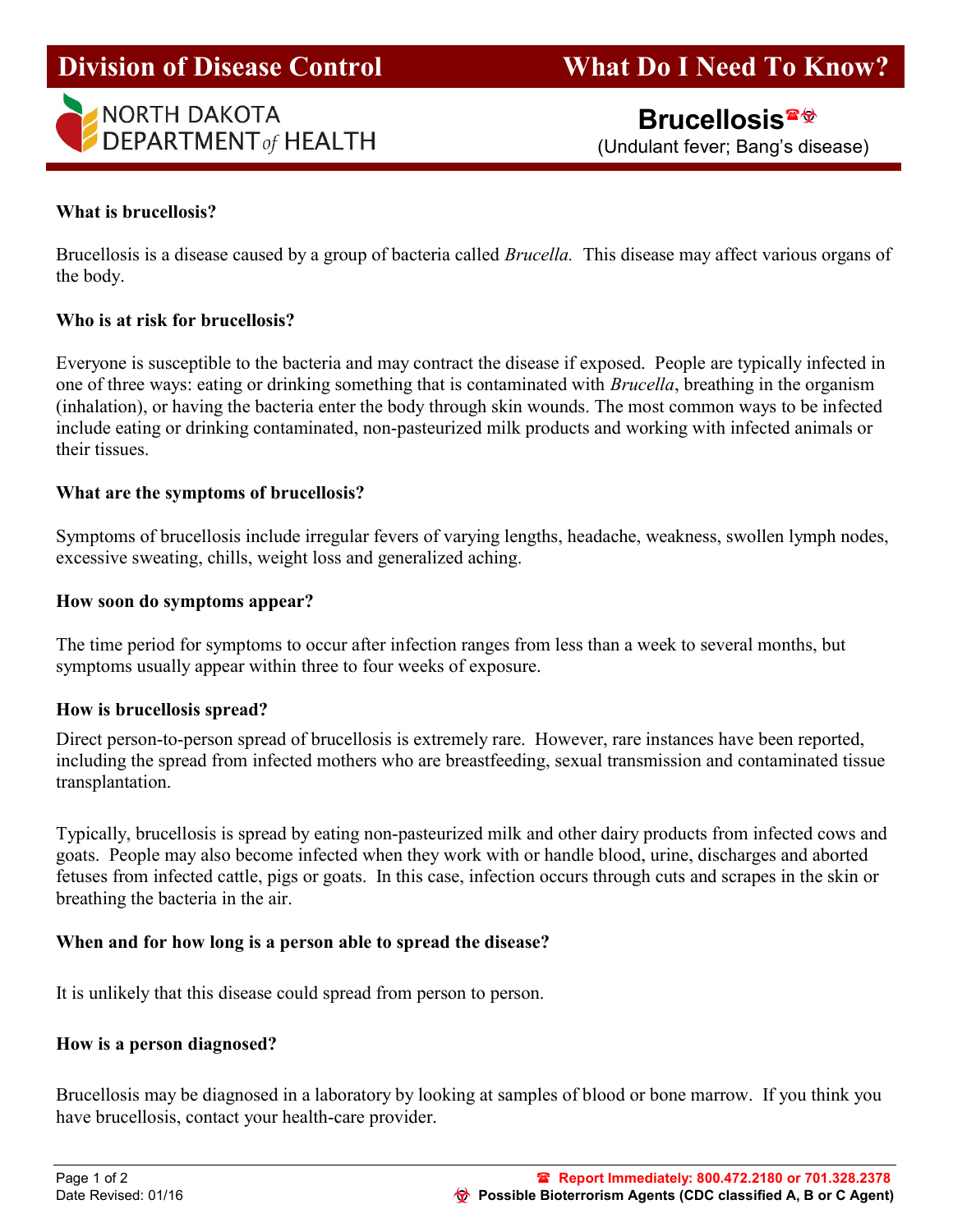# Division of Disease Control — What Do I Need To Know?

NORTH DAKOTA DEPARTMENT *of* HEALTH

## Brucellosis☎☣

(Undulant fever; Bang's disease)

**What is brucellosis?**

Brucellosis is a disease caused by a group of bacteria called *Brucella.* This disease may affect various organs of the body.

**Who is at risk for brucellosis?**

Everyone is susceptible to the bacteria and may contract the disease if exposed. People are typically infected in one of three ways: eating or drinking something that is contaminated with *Brucella*, breathing in the organism (inhalation), or having the bacteria enter the body through skin wounds. The most common ways to be infected include eating or drinking contaminated, non-pasteurized milk products and working with infected animals or their tissues.

**What are the symptoms of brucellosis?**

Symptoms of brucellosis include irregular fevers of varying lengths, headache, weakness, swollen lymph nodes, excessive sweating, chills, weight loss and generalized aching.

**How soon do symptoms appear?**

The time period for symptoms to occur after infection ranges from less than a week to several months, but symptoms usually appear within three to four weeks of exposure.

**How is brucellosis spread?**

Direct person-to-person spread of brucellosis is extremely rare. However, rare instances have been reported, including the spread from infected mothers who are breastfeeding, sexual transmission and contaminated tissue transplantation.

Typically, brucellosis is spread by eating non-pasteurized milk and other dairy products from infected cows and goats. People may also become infected when they work with or handle blood, urine, discharges and aborted fetuses from infected cattle, pigs or goats. In this case, infection occurs through cuts and scrapes in the skin or breathing the bacteria in the air.

**When and for how long is a person able to spread the disease?**

It is unlikely that this disease could spread from person to person.

**How is a person diagnosed?**

Brucellosis may be diagnosed in a laboratory by looking at samples of blood or bone marrow. If you think you have brucellosis, contact your health-care provider.

Date Revised: 01/16

☎ Report Immediately: 800.472.2180 or 701.328.2378

☣ Possible Bioterrorism Agents (CDC classified A, B or C Agent)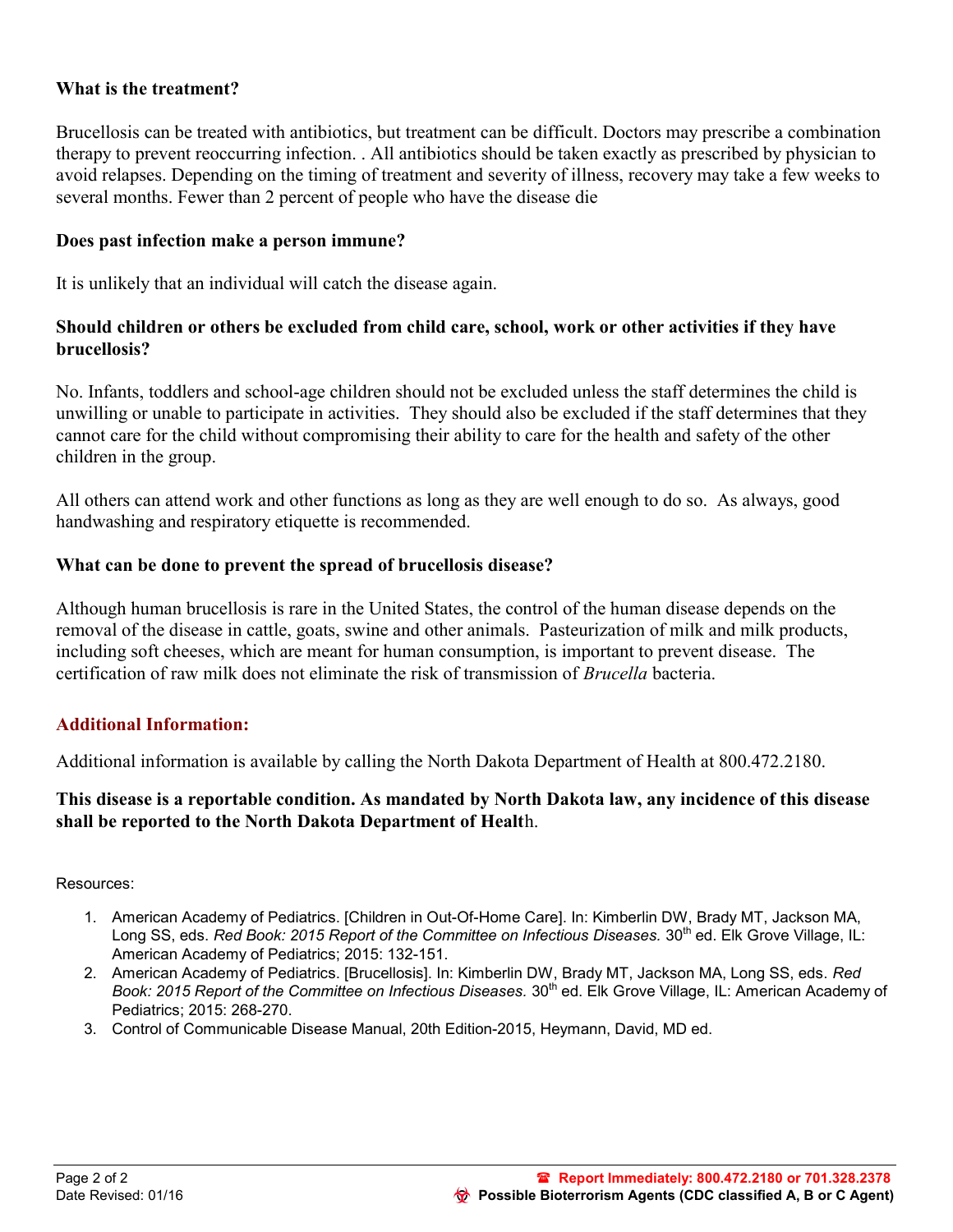### What is the treatment?

Brucellosis can be treated with antibiotics, but treatment can be difficult. Doctors may prescribe a combination therapy to prevent reoccurring infection. . All antibiotics should be taken exactly as prescribed by physician to avoid relapses. Depending on the timing of treatment and severity of illness, recovery may take a few weeks to several months. Fewer than 2 percent of people who have the disease die

### Does past infection make a person immune?

It is unlikely that an individual will catch the disease again.

### Should children or others be excluded from child care, school, work or other activities if they have brucellosis?

No. Infants, toddlers and school-age children should not be excluded unless the staff determines the child is unwilling or unable to participate in activities. They should also be excluded if the staff determines that they cannot care for the child without compromising their ability to care for the health and safety of the other children in the group.

All others can attend work and other functions as long as they are well enough to do so. As always, good handwashing and respiratory etiquette is recommended.

### What can be done to prevent the spread of brucellosis disease?

Although human brucellosis is rare in the United States, the control of the human disease depends on the removal of the disease in cattle, goats, swine and other animals. Pasteurization of milk and milk products, including soft cheeses, which are meant for human consumption, is important to prevent disease. The certification of raw milk does not eliminate the risk of transmission of *Brucella* bacteria.

## Additional Information:

Additional information is available by calling the North Dakota Department of Health at 800.472.2180.

**This disease is a reportable condition. As mandated by North Dakota law, any incidence of this disease shall be reported to the North Dakota Department of Health.**

Resources:

1. American Academy of Pediatrics. [Children in Out-Of-Home Care]. In: Kimberlin DW, Brady MT, Jackson MA, Long SS, eds. *Red Book: 2015 Report of the Committee on Infectious Diseases.* 30th ed. Elk Grove Village, IL: American Academy of Pediatrics; 2015: 132-151.
2. American Academy of Pediatrics. [Brucellosis]. In: Kimberlin DW, Brady MT, Jackson MA, Long SS, eds. *Red Book: 2015 Report of the Committee on Infectious Diseases.* 30th ed. Elk Grove Village, IL: American Academy of Pediatrics; 2015: 268-270.
3. Control of Communicable Disease Manual, 20th Edition-2015, Heymann, David, MD ed.

Date Revised: 01/16

**☎ Report Immediately: 800.472.2180 or 701.328.2378**

**Possible Bioterrorism Agents (CDC classified A, B or C Agent)**